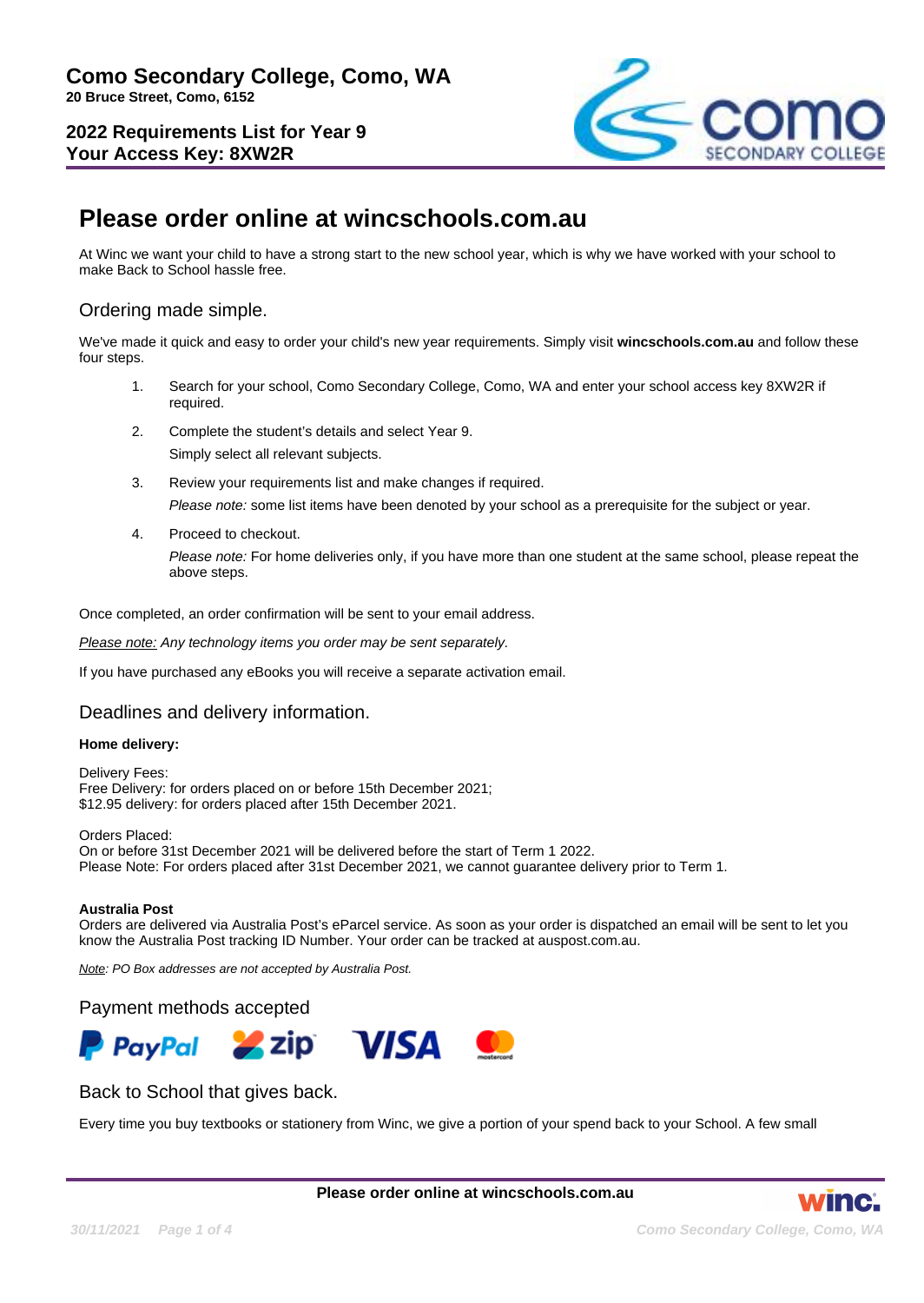**Como Secondary College, Como, WA**
**20 Bruce Street, Como, 6152**

**2022 Requirements List for Year 9**
**Your Access Key: 8XW2R**

# Please order online at wincschools.com.au

At Winc we want your child to have a strong start to the new school year, which is why we have worked with your school to make Back to School hassle free.

## Ordering made simple.

We've made it quick and easy to order your child's new year requirements. Simply visit **wincschools.com.au** and follow these four steps.

1. Search for your school, Como Secondary College, Como, WA and enter your school access key 8XW2R if required.
2. Complete the student's details and select Year 9.
   Simply select all relevant subjects.
3. Review your requirements list and make changes if required.
   *Please note:* some list items have been denoted by your school as a prerequisite for the subject or year.
4. Proceed to checkout.
   *Please note:* For home deliveries only, if you have more than one student at the same school, please repeat the above steps.

Once completed, an order confirmation will be sent to your email address.

*Please note: Any technology items you order may be sent separately.*

If you have purchased any eBooks you will receive a separate activation email.

## Deadlines and delivery information.

**Home delivery:**

Delivery Fees:
Free Delivery: for orders placed on or before 15th December 2021;
$12.95 delivery: for orders placed after 15th December 2021.

Orders Placed:
On or before 31st December 2021 will be delivered before the start of Term 1 2022.
Please Note: For orders placed after 31st December 2021, we cannot guarantee delivery prior to Term 1.

**Australia Post**
Orders are delivered via Australia Post's eParcel service. As soon as your order is dispatched an email will be sent to let you know the Australia Post tracking ID Number. Your order can be tracked at auspost.com.au.

*Note: PO Box addresses are not accepted by Australia Post.*

## Payment methods accepted

PayPal, zip, VISA, mastercard

## Back to School that gives back.

Every time you buy textbooks or stationery from Winc, we give a portion of your spend back to your School. A few small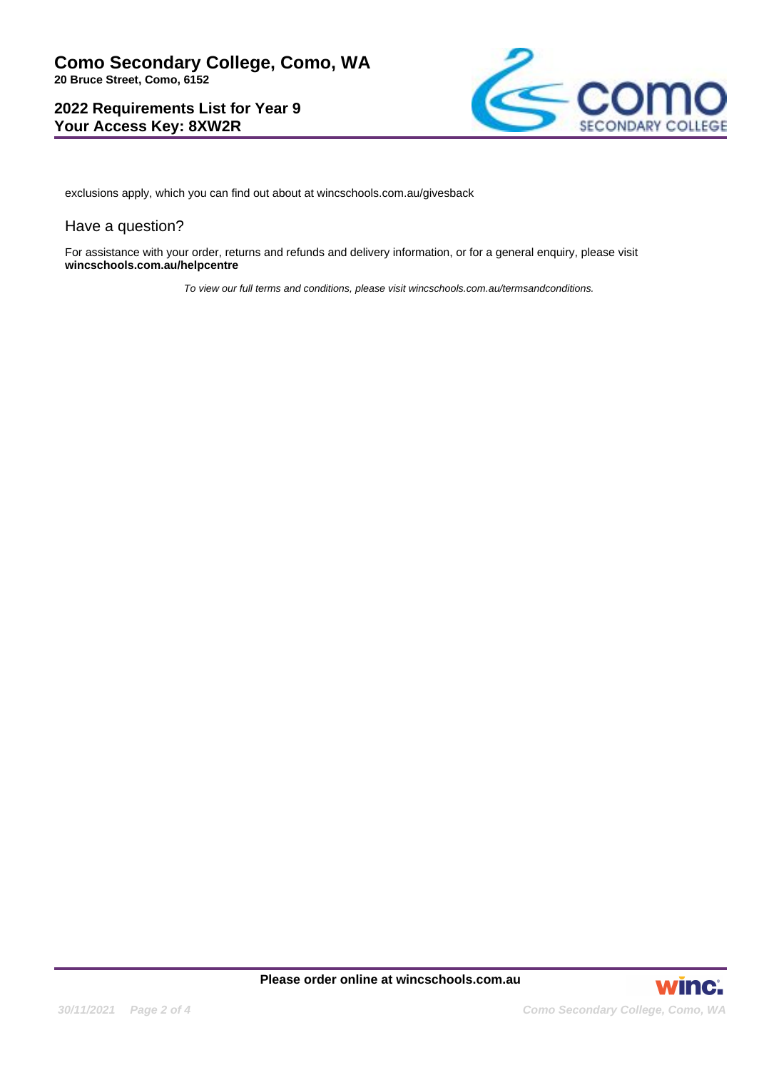exclusions apply, which you can find out about at wincschools.com.au/givesback

## Have a question?

For assistance with your order, returns and refunds and delivery information, or for a general enquiry, please visit **wincschools.com.au/helpcentre**

*To view our full terms and conditions, please visit wincschools.com.au/termsandconditions.*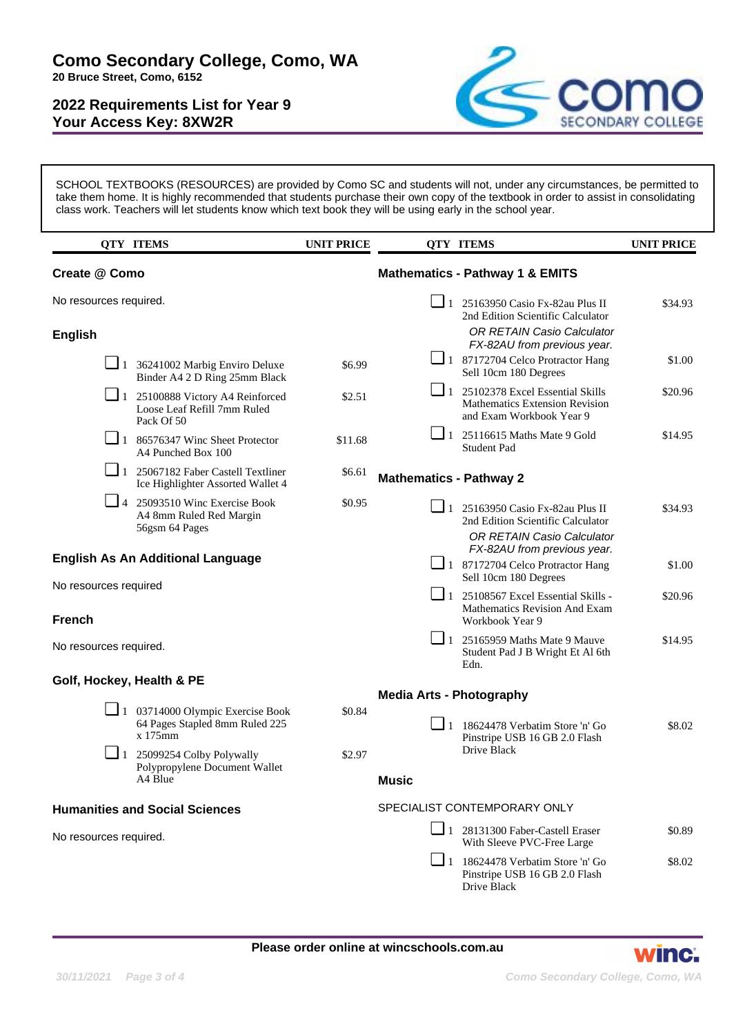# Como Secondary College, Como, WA

**20 Bruce Street, Como, 6152**

## 2022 Requirements List for Year 9
## Your Access Key: 8XW2R

SCHOOL TEXTBOOKS (RESOURCES) are provided by Como SC and students will not, under any circumstances, be permitted to take them home. It is highly recommended that students purchase their own copy of the textbook in order to assist in consolidating class work. Teachers will let students know which text book they will be using early in the school year.

### Create @ Como

No resources required.

### English

| QTY | ITEMS | UNIT PRICE |
|---|---|---|
| 1 | 36241002 Marbig Enviro Deluxe Binder A4 2 D Ring 25mm Black | $6.99 |
| 1 | 25100888 Victory A4 Reinforced Loose Leaf Refill 7mm Ruled Pack Of 50 | $2.51 |
| 1 | 86576347 Winc Sheet Protector A4 Punched Box 100 | $11.68 |
| 1 | 25067182 Faber Castell Textliner Ice Highlighter Assorted Wallet 4 | $6.61 |
| 4 | 25093510 Winc Exercise Book A4 8mm Ruled Red Margin 56gsm 64 Pages | $0.95 |

### English As An Additional Language

No resources required

### French

No resources required.

### Golf, Hockey, Health & PE

| QTY | ITEMS | UNIT PRICE |
|---|---|---|
| 1 | 03714000 Olympic Exercise Book 64 Pages Stapled 8mm Ruled 225 x 175mm | $0.84 |
| 1 | 25099254 Colby Polywally Polypropylene Document Wallet A4 Blue | $2.97 |

### Humanities and Social Sciences

No resources required.

### Mathematics - Pathway 1 & EMITS

| QTY | ITEMS | UNIT PRICE |
|---|---|---|
| 1 | 25163950 Casio Fx-82au Plus II 2nd Edition Scientific Calculator<br>*OR RETAIN Casio Calculator FX-82AU from previous year.* | $34.93 |
| 1 | 87172704 Celco Protractor Hang Sell 10cm 180 Degrees | $1.00 |
| 1 | 25102378 Excel Essential Skills Mathematics Extension Revision and Exam Workbook Year 9 | $20.96 |
| 1 | 25116615 Maths Mate 9 Gold Student Pad | $14.95 |

### Mathematics - Pathway 2

| QTY | ITEMS | UNIT PRICE |
|---|---|---|
| 1 | 25163950 Casio Fx-82au Plus II 2nd Edition Scientific Calculator<br>*OR RETAIN Casio Calculator FX-82AU from previous year.* | $34.93 |
| 1 | 87172704 Celco Protractor Hang Sell 10cm 180 Degrees | $1.00 |
| 1 | 25108567 Excel Essential Skills - Mathematics Revision And Exam Workbook Year 9 | $20.96 |
| 1 | 25165959 Maths Mate 9 Mauve Student Pad J B Wright Et Al 6th Edn. | $14.95 |

### Media Arts - Photography

| QTY | ITEMS | UNIT PRICE |
|---|---|---|
| 1 | 18624478 Verbatim Store 'n' Go Pinstripe USB 16 GB 2.0 Flash Drive Black | $8.02 |

### Music

SPECIALIST CONTEMPORARY ONLY

| QTY | ITEMS | UNIT PRICE |
|---|---|---|
| 1 | 28131300 Faber-Castell Eraser With Sleeve PVC-Free Large | $0.89 |
| 1 | 18624478 Verbatim Store 'n' Go Pinstripe USB 16 GB 2.0 Flash Drive Black | $8.02 |

**Please order online at wincschools.com.au**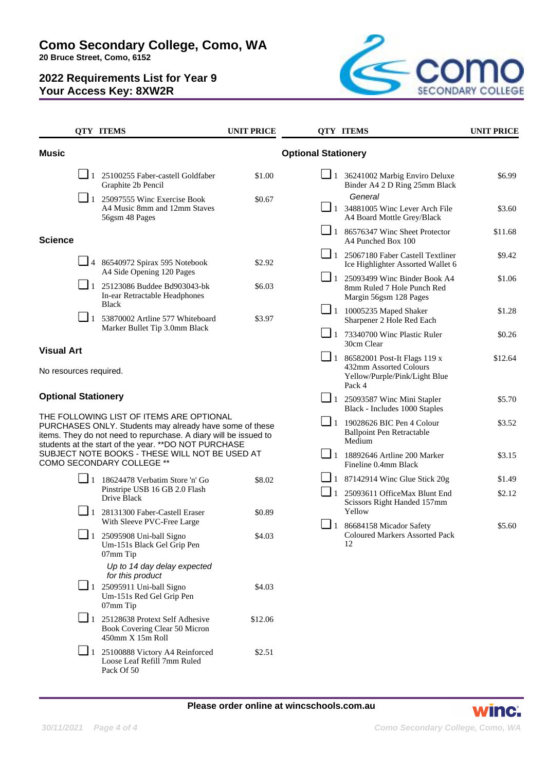# Como Secondary College, Como, WA

**20 Bruce Street, Como, 6152**

## 2022 Requirements List for Year 9
## Your Access Key: 8XW2R

### Music

| QTY | ITEMS | UNIT PRICE |
|---|---|---|
| 1 | 25100255 Faber-castell Goldfaber Graphite 2b Pencil | $1.00 |
| 1 | 25097555 Winc Exercise Book A4 Music 8mm and 12mm Staves 56gsm 48 Pages | $0.67 |

### Science

| QTY | ITEMS | UNIT PRICE |
|---|---|---|
| 4 | 86540972 Spirax 595 Notebook A4 Side Opening 120 Pages | $2.92 |
| 1 | 25123086 Buddee Bd903043-bk In-ear Retractable Headphones Black | $6.03 |
| 1 | 53870002 Artline 577 Whiteboard Marker Bullet Tip 3.0mm Black | $3.97 |

### Visual Art

No resources required.

### Optional Stationery

THE FOLLOWING LIST OF ITEMS ARE OPTIONAL PURCHASES ONLY. Students may already have some of these items. They do not need to repurchase. A diary will be issued to students at the start of the year. **DO NOT PURCHASE SUBJECT NOTE BOOKS - THESE WILL NOT BE USED AT COMO SECONDARY COLLEGE **

| QTY | ITEMS | UNIT PRICE |
|---|---|---|
| 1 | 18624478 Verbatim Store 'n' Go Pinstripe USB 16 GB 2.0 Flash Drive Black | $8.02 |
| 1 | 28131300 Faber-Castell Eraser With Sleeve PVC-Free Large | $0.89 |
| 1 | 25095908 Uni-ball Signo Um-151s Black Gel Grip Pen 07mm Tip *Up to 14 day delay expected for this product* | $4.03 |
| 1 | 25095911 Uni-ball Signo Um-151s Red Gel Grip Pen 07mm Tip | $4.03 |
| 1 | 25128638 Protext Self Adhesive Book Covering Clear 50 Micron 450mm X 15m Roll | $12.06 |
| 1 | 25100888 Victory A4 Reinforced Loose Leaf Refill 7mm Ruled Pack Of 50 | $2.51 |

### Optional Stationery

| QTY | ITEMS | UNIT PRICE |
|---|---|---|
| 1 | 36241002 Marbig Enviro Deluxe Binder A4 2 D Ring 25mm Black | $6.99 |

*General*

| QTY | ITEMS | UNIT PRICE |
|---|---|---|
| 1 | 34881005 Winc Lever Arch File A4 Board Mottle Grey/Black | $3.60 |
| 1 | 86576347 Winc Sheet Protector A4 Punched Box 100 | $11.68 |
| 1 | 25067180 Faber Castell Textliner Ice Highlighter Assorted Wallet 6 | $9.42 |
| 1 | 25093499 Winc Binder Book A4 8mm Ruled 7 Hole Punch Red Margin 56gsm 128 Pages | $1.06 |
| 1 | 10005235 Maped Shaker Sharpener 2 Hole Red Each | $1.28 |
| 1 | 73340700 Winc Plastic Ruler 30cm Clear | $0.26 |
| 1 | 86582001 Post-It Flags 119 x 432mm Assorted Colours Yellow/Purple/Pink/Light Blue Pack 4 | $12.64 |
| 1 | 25093587 Winc Mini Stapler Black - Includes 1000 Staples | $5.70 |
| 1 | 19028626 BIC Pen 4 Colour Ballpoint Pen Retractable Medium | $3.52 |
| 1 | 18892646 Artline 200 Marker Fineline 0.4mm Black | $3.15 |
| 1 | 87142914 Winc Glue Stick 20g | $1.49 |
| 1 | 25093611 OfficeMax Blunt End Scissors Right Handed 157mm Yellow | $2.12 |
| 1 | 86684158 Micador Safety Coloured Markers Assorted Pack 12 | $5.60 |

**Please order online at wincschools.com.au**